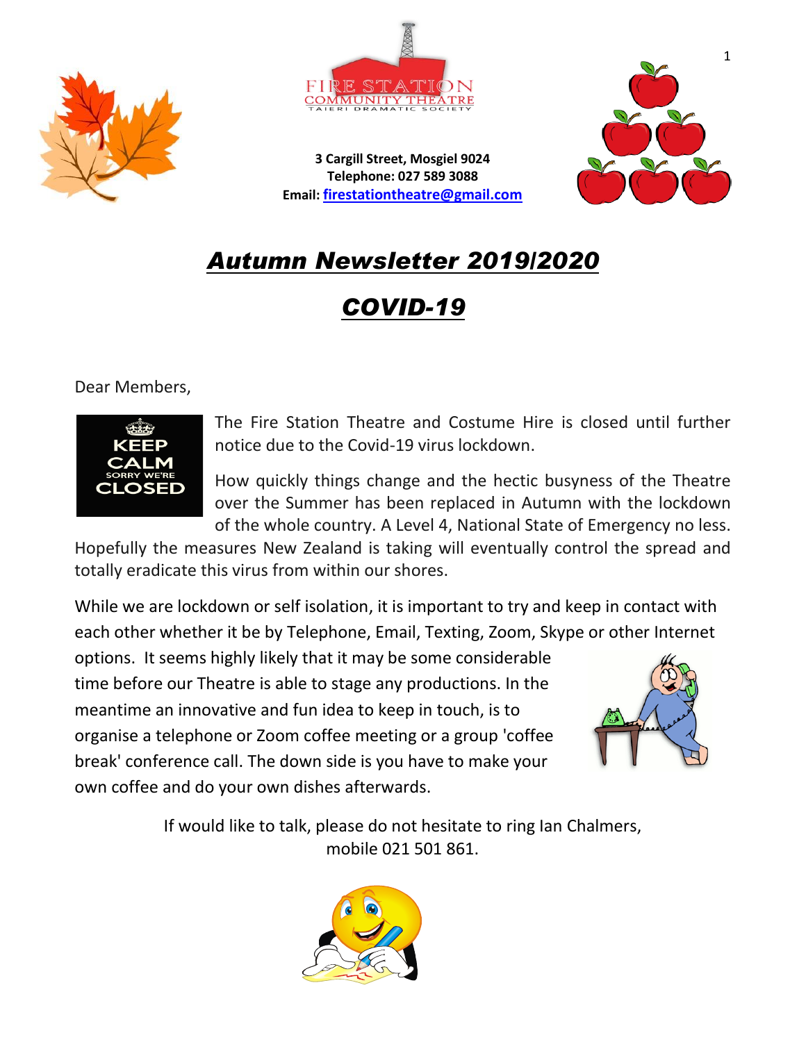**3 Cargill Street, Mosgiel 9024**
**Telephone: 027 589 3088**
**Email: firestationtheatre@gmail.com**

# *Autumn Newsletter 2019/2020*

# *COVID-19*

Dear Members,

The Fire Station Theatre and Costume Hire is closed until further notice due to the Covid-19 virus lockdown.

How quickly things change and the hectic busyness of the Theatre over the Summer has been replaced in Autumn with the lockdown of the whole country. A Level 4, National State of Emergency no less. Hopefully the measures New Zealand is taking will eventually control the spread and totally eradicate this virus from within our shores.

While we are lockdown or self isolation, it is important to try and keep in contact with each other whether it be by Telephone, Email, Texting, Zoom, Skype or other Internet options. It seems highly likely that it may be some considerable time before our Theatre is able to stage any productions. In the meantime an innovative and fun idea to keep in touch, is to organise a telephone or Zoom coffee meeting or a group 'coffee break' conference call. The down side is you have to make your own coffee and do your own dishes afterwards.

If would like to talk, please do not hesitate to ring Ian Chalmers, mobile 021 501 861.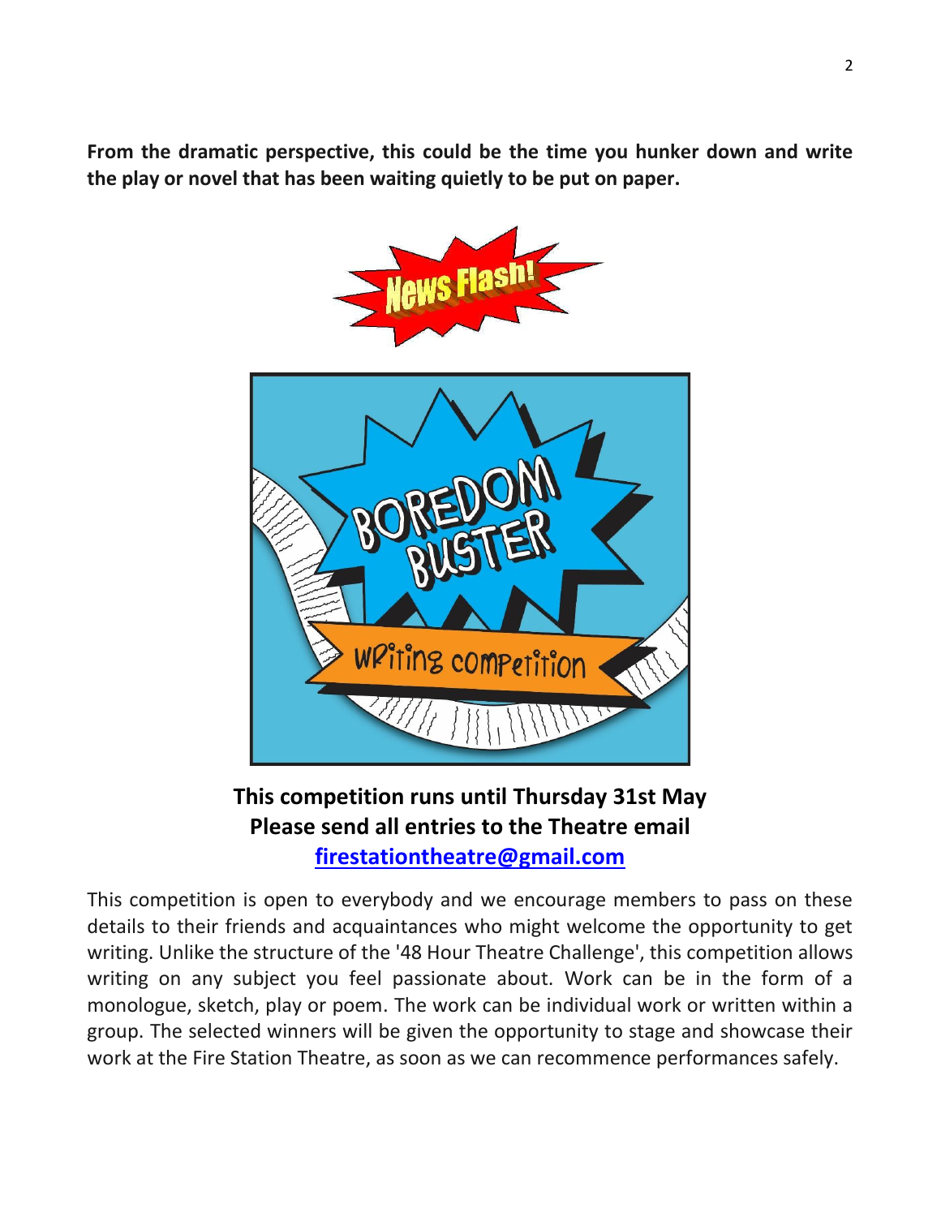**From the dramatic perspective, this could be the time you hunker down and write the play or novel that has been waiting quietly to be put on paper.**

**This competition runs until Thursday 31st May**
**Please send all entries to the Theatre email**
**firestationtheatre@gmail.com**

This competition is open to everybody and we encourage members to pass on these details to their friends and acquaintances who might welcome the opportunity to get writing. Unlike the structure of the '48 Hour Theatre Challenge', this competition allows writing on any subject you feel passionate about. Work can be in the form of a monologue, sketch, play or poem. The work can be individual work or written within a group. The selected winners will be given the opportunity to stage and showcase their work at the Fire Station Theatre, as soon as we can recommence performances safely.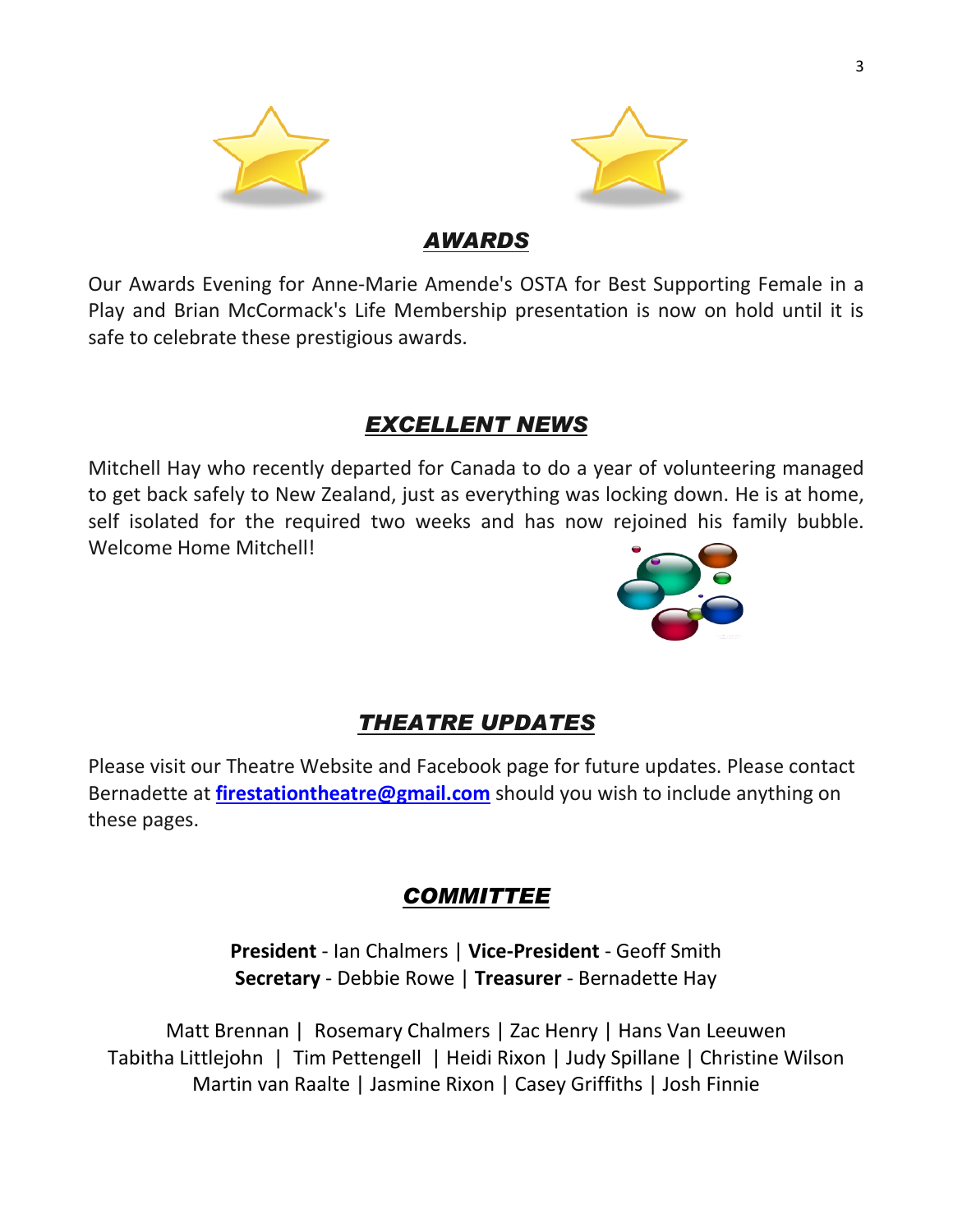## ***AWARDS***

Our Awards Evening for Anne-Marie Amende's OSTA for Best Supporting Female in a Play and Brian McCormack's Life Membership presentation is now on hold until it is safe to celebrate these prestigious awards.

## ***EXCELLENT NEWS***

Mitchell Hay who recently departed for Canada to do a year of volunteering managed to get back safely to New Zealand, just as everything was locking down. He is at home, self isolated for the required two weeks and has now rejoined his family bubble. Welcome Home Mitchell!

## ***THEATRE UPDATES***

Please visit our Theatre Website and Facebook page for future updates. Please contact Bernadette at **firestationtheatre@gmail.com** should you wish to include anything on these pages.

## ***COMMITTEE***

**President** - Ian Chalmers | **Vice-President** - Geoff Smith
**Secretary** - Debbie Rowe | **Treasurer** - Bernadette Hay

Matt Brennan | Rosemary Chalmers | Zac Henry | Hans Van Leeuwen
Tabitha Littlejohn | Tim Pettengell | Heidi Rixon | Judy Spillane | Christine Wilson
Martin van Raalte | Jasmine Rixon | Casey Griffiths | Josh Finnie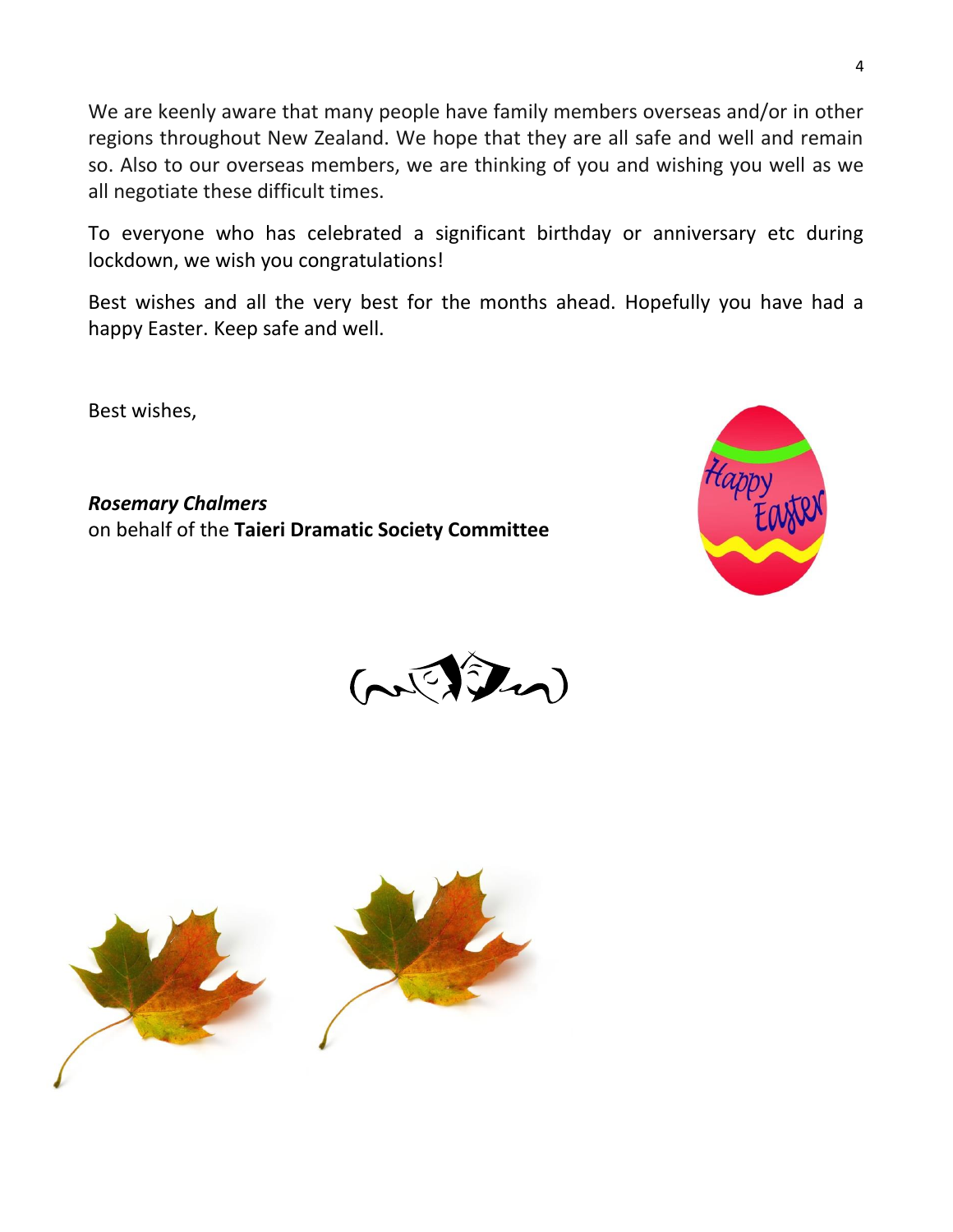We are keenly aware that many people have family members overseas and/or in other regions throughout New Zealand. We hope that they are all safe and well and remain so. Also to our overseas members, we are thinking of you and wishing you well as we all negotiate these difficult times.

To everyone who has celebrated a significant birthday or anniversary etc during lockdown, we wish you congratulations!

Best wishes and all the very best for the months ahead. Hopefully you have had a happy Easter. Keep safe and well.

Best wishes,

***Rosemary Chalmers***
on behalf of the **Taieri Dramatic Society Committee**